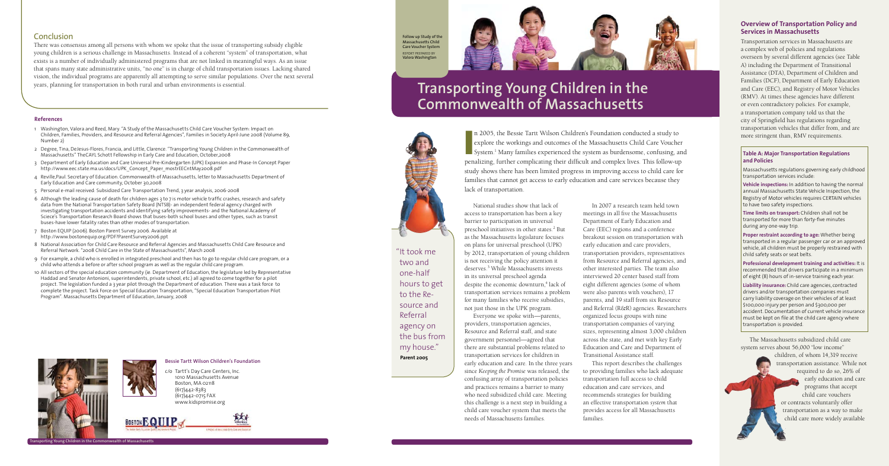# Transporting Young Children in the Commonwealth of Massachusetts

Follow up Study of the Massachusetts Child Care Voucher System
REPORT PREPARED BY
Valora Washington

In 2005, the Bessie Tartt Wilson Children's Foundation conducted a study to explore the workings and outcomes of the Massachusetts Child Care Voucher System.[1] Many families experienced the system as burdensome, confusing, and penalizing, further complicating their difficult and complex lives. This follow-up study shows there has been limited progress in improving access to child care for families that cannot get access to early education and care services because they lack of transportation.

National studies show that lack of access to transportation has been a key barrier to participation in universal preschool initiatives in other states.[2] But as the Massachusetts legislature focuses on plans for universal preschool (UPK) by 2012, transportation of young children is not receiving the policy attention it deserves.[3] While Massachusetts invests in its universal preschool agenda despite the economic downturn,[4] lack of transportation services remains a problem for many families who receive subsidies, not just those in the UPK program.

Everyone we spoke with—parents, providers, transportation agencies, Resource and Referral staff, and state government personnel—agreed that there are substantial problems related to transportation services for children in early education and care. In the three years since *Keeping the Promise* was released, the confusing array of transportation policies and practices remains a barrier to many who need subsidized child care. Meeting this challenge is a next step in building a child care voucher system that meets the needs of Massachusetts families.

In 2007 a research team held town meetings in all five the Massachusetts Department of Early Education and Care (EEC) regions and a conference breakout session on transportation with early education and care providers, transportation providers, representatives from Resource and Referral agencies, and other interested parties. The team also interviewed 20 center based staff from eight different agencies (some of whom were also parents with vouchers), 17 parents, and 19 staff from six Resource and Referral (R&R) agencies. Researchers organized focus groups with nine transportation companies of varying sizes, representing almost 3,000 children across the state, and met with key Early Education and Care and Department of Transitional Assistance staff.

This report describes the challenges to providing families who lack adequate transportation full access to child education and care services, and recommends strategies for building an effective transportation *system* that provides access for all Massachusetts families.

> "It took me two and one-half hours to get to the Resource and Referral agency on the bus from my house."
> **Parent 2005**

## Overview of Transportation Policy and Services in Massachusetts

Transportation services in Massachusetts are a complex web of policies and regulations overseen by several different agencies (see Table A) including the Department of Transitional Assistance (DTA), Department of Children and Families (DCF), Department of Early Education and Care (EEC), and Registry of Motor Vehicles (RMV). At times these agencies have different or even contradictory policies. For example, a transportation company told us that the city of Springfield has regulations regarding transportation vehicles that differ from, and are more stringent than, RMV requirements.

### Table A: Major Transportation Regulations and Policies

Massachusetts regulations governing early childhood transportation services include:

**Vehicle inspections:** In addition to having the normal annual Massachusetts State Vehicle Inspection, the Registry of Motor vehicles requires CERTAIN vehicles to have two safety inspections.

**Time limits on transport:** Children shall not be transported for more than forty-five minutes during any one-way trip.

**Proper restraint according to age:** Whether being transported in a regular passenger car or an approved vehicle, all children must be properly restrained with child safety seats or seat belts.

**Professional development training and activities:** It is recommended that drivers participate in a minimum of eight (8) hours of in-service training each year.

**Liability insurance:** Child care agencies, contracted drivers and/or transportation companies must carry liability coverage on their vehicles of at least $100,000 injury per person and $300,000 per accident. Documentation of current vehicle insurance must be kept on file at the child care agency where transportation is provided.

The Massachusetts subsidized child care system serves about 56,000 "low income" children, of whom 14,319 receive transportation assistance. While not required to do so, 26% of early education and care programs that accept child care vouchers or contracts voluntarily offer transportation as a way to make child care more widely available

## Conclusion

There was consensus among all persons with whom we spoke that the issue of transporting subsidy eligible young children is a serious challenge in Massachusetts. Instead of a coherent "system" of transportation, what exists is a number of individually administered programs that are not linked in meaningful ways. As an issue that spans many state administrative units, "no one" is in charge of child transportation issues. Lacking shared vision, the individual programs are apparently all attempting to serve similar populations. Over the next several years, planning for transportation in both rural and urban environments is essential.

### References

1. Washington, Valora and Reed, Mary. "A Study of the Massachusetts Child Care Voucher System: Impact on Children, Families, Providers, and Resource and Referral Agencies", Families in Society April-June 2008 (Volume 89, Number 2)
2. Degree, Tina, DeJesus-Flores, Francia, and Little, Clarence. "Transporting Young Children in the Commonwealth of Massachusetts" TheCAYL Schott Fellowship in Early Care and Education, October,2008
3. Department of Early Education and Care Universal Pre-Kindergarten (UPK) Expansion and Phase-In Concept Paper http://www.eec.state.ma.us/docs/UPK_Concept_Paper_mostrEECntMay2008.pdf
4. Reville,Paul. Secretary of Education. Commonwealth of Massachusetts, letter to Massachusetts Department of Early Education and Care community, October 30,2008
5. Personal e-mail received: Subsidized Care Transportation Trend, 3 year analysis, 2006-2008
6. Although the leading cause of death for children ages 3 to 7 is motor vehicle traffic crashes, research and safety data from the National Transportation Safety Board (NTSB)- an independent federal agency charged with investigating transportation accidents and identifying safety improvements- and the National Academy of Sciece's Transportation Research Board shows that buses-both school buses and other types, such as transit buses-have lower fatality rates than other modes of transportation.
7. Boston EQUIP (2006). Boston Parent Survey 2006. Available at http://www.bostonequip.org/PDF?ParentSurvey2006.ppt
8. National Association for Child Care Resource and Referral Agencies and Massachusetts Child Care Resource and Referral Network. "2008 Child Care in the State of Massachusetts", March 2008
9. For example, a child who is enrolled in integrated preschool and then has to go to regular child care program, or a child who attends a before or after school program as well as the regular child care program.
10. All sectors of the special education community (ie. Department of Education, the legislature led by Representative Haddad and Senator Antonioni, superintendents, private school, etc.) all agreed to come together for a pilot project. The legislation funded a 3 year pilot through the Department of education. There was a task force to complete the project. Task Force on Special Education Transportation, "Special Education Transportation Pilot Program". Massachusetts Department of Education, January, 2008

**Bessie Tartt Wilson Children's Foundation**

c/o Tartt's Day Care Centers, Inc.
1010 Massachusetts Avenue
Boston, MA 02118
(617)442-8383
(617)442-0715 FAX
www.kidspromise.org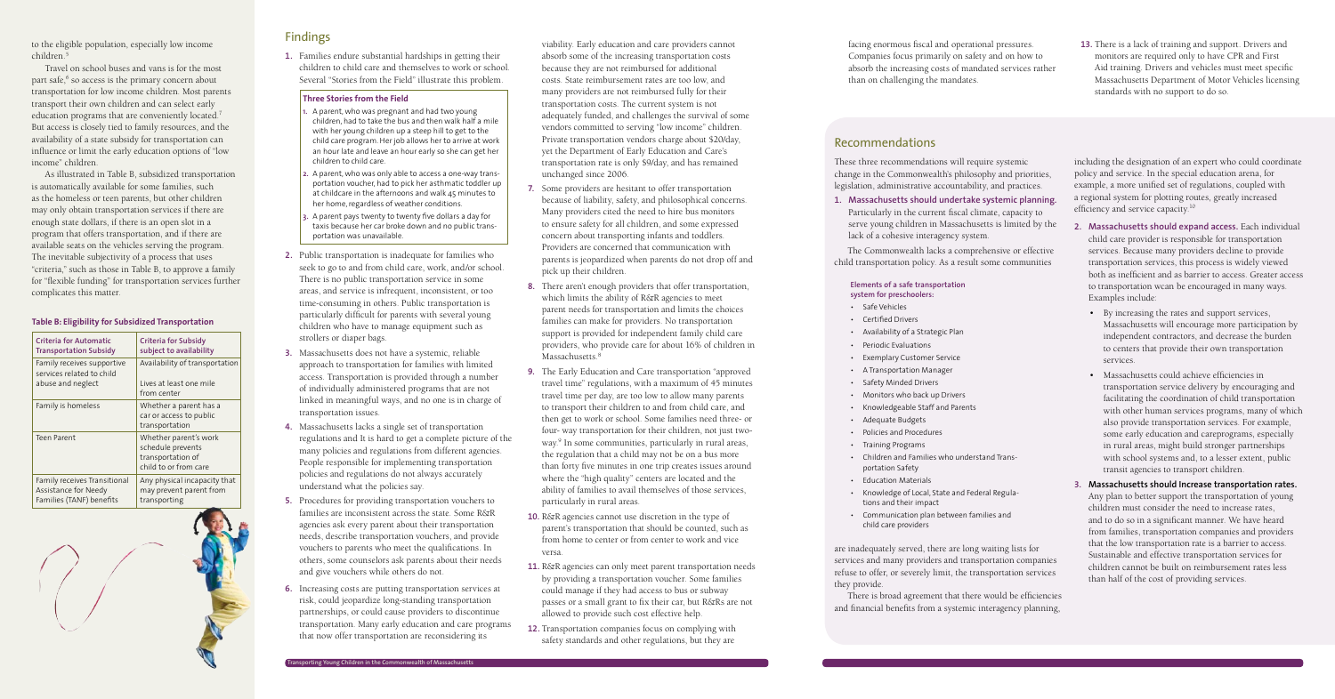to the eligible population, especially low income children.[5]

Travel on school buses and vans is for the most part safe,[6] so access is the primary concern about transportation for low income children. Most parents transport their own children and can select early education programs that are conveniently located.[7] But access is closely tied to family resources, and the availability of a state subsidy for transportation can influence or limit the early education options of "low income" children.

As illustrated in Table B, subsidized transportation is automatically available for some families, such as the homeless or teen parents, but other children may only obtain transportation services if there are enough state dollars, if there is an open slot in a program that offers transportation, and if there are available seats on the vehicles serving the program. The inevitable subjectivity of a process that uses "criteria," such as those in Table B, to approve a family for "flexible funding" for transportation services further complicates this matter.

**Table B: Eligibility for Subsidized Transportation**

| Criteria for Automatic Transportation Subsidy | Criteria for Subsidy subject to availability |
|---|---|
| Family receives supportive services related to child abuse and neglect | Availability of transportation<br><br>Lives at least one mile from center |
| Family is homeless | Whether a parent has a car or access to public transportation |
| Teen Parent | Whether parent's work schedule prevents transportation of child to or from care |
| Family receives Transitional Assistance for Needy Families (TANF) benefits | Any physical incapacity that may prevent parent from transporting |

## Findings

1. Families endure substantial hardships in getting their children to child care and themselves to work or school. Several "Stories from the Field" illustrate this problem.

### Three Stories from the Field

1. A parent, who was pregnant and had two young children, had to take the bus and then walk half a mile with her young children up a steep hill to get to the child care program. Her job allows her to arrive at work an hour late and leave an hour early so she can get her children to child care.
2. A parent, who was only able to access a one-way transportation voucher, had to pick her asthmatic toddler up at childcare in the afternoons and walk 45 minutes to her home, regardless of weather conditions.
3. A parent pays twenty to twenty five dollars a day for taxis because her car broke down and no public transportation was unavailable.

2. Public transportation is inadequate for families who seek to go to and from child care, work, and/or school. There is no public transportation service in some areas, and service is infrequent, inconsistent, or too time-consuming in others. Public transportation is particularly difficult for parents with several young children who have to manage equipment such as strollers or diaper bags.
3. Massachusetts does not have a systemic, reliable approach to transportation for families with limited access. Transportation is provided through a number of individually administered programs that are not linked in meaningful ways, and no one is in charge of transportation issues.
4. Massachusetts lacks a single set of transportation regulations and It is hard to get a complete picture of the many policies and regulations from different agencies. People responsible for implementing transportation policies and regulations do not always accurately understand what the policies say.
5. Procedures for providing transportation vouchers to families are inconsistent across the state. Some R&R agencies ask every parent about their transportation needs, describe transportation vouchers, and provide vouchers to parents who meet the qualifications. In others, some counselors ask parents about their needs and give vouchers while others do not.
6. Increasing costs are putting transportation services at risk, could jeopardize long-standing transportation partnerships, or could cause providers to discontinue transportation. Many early education and care programs that now offer transportation are reconsidering its viability. Early education and care providers cannot absorb some of the increasing transportation costs because they are not reimbursed for additional costs. State reimbursement rates are too low, and many providers are not reimbursed fully for their transportation costs. The current system is not adequately funded, and challenges the survival of some vendors committed to serving "low income" children. Private transportation vendors charge about $20/day, yet the Department of Early Education and Care's transportation rate is only $9/day, and has remained unchanged since 2006.
7. Some providers are hesitant to offer transportation because of liability, safety, and philosophical concerns. Many providers cited the need to hire bus monitors to ensure safety for all children, and some expressed concern about transporting infants and toddlers. Providers are concerned that communication with parents is jeopardized when parents do not drop off and pick up their children.
8. There aren't enough providers that offer transportation, which limits the ability of R&R agencies to meet parent needs for transportation and limits the choices families can make for providers. No transportation support is provided for independent family child care providers, who provide care for about 16% of children in Massachusetts.[8]
9. The Early Education and Care transportation "approved travel time" regulations, with a maximum of 45 minutes travel time per day, are too low to allow many parents to transport their children to and from child care, and then get to work or school. Some families need three- or four- way transportation for their children, not just two-way.[9] In some communities, particularly in rural areas, the regulation that a child may not be on a bus more than forty five minutes in one trip creates issues around where the "high quality" centers are located and the ability of families to avail themselves of those services, particularly in rural areas.
10. R&R agencies cannot use discretion in the type of parent's transportation that should be counted, such as from home to center or from center to work and vice versa.
11. R&R agencies can only meet parent transportation needs by providing a transportation voucher. Some families could manage if they had access to bus or subway passes or a small grant to fix their car, but R&Rs are not allowed to provide such cost effective help.
12. Transportation companies focus on complying with safety standards and other regulations, but they are facing enormous fiscal and operational pressures. Companies focus primarily on safety and on how to absorb the increasing costs of mandated services rather than on challenging the mandates.
13. There is a lack of training and support. Drivers and monitors are required only to have CPR and First Aid training. Drivers and vehicles must meet specific Massachusetts Department of Motor Vehicles licensing standards with no support to do so.

## Recommendations

These three recommendations will require systemic change in the Commonwealth's philosophy and priorities, legislation, administrative accountability, and practices.

1. **Massachusetts should undertake systemic planning.** Particularly in the current fiscal climate, capacity to serve young children in Massachusetts is limited by the lack of a cohesive interagency system.

The Commonwealth lacks a comprehensive or effective child transportation policy. As a result some communities are inadequately served, there are long waiting lists for services and many providers and transportation companies refuse to offer, or severely limit, the transportation services they provide.

**Elements of a safe transportation system for preschoolers:**

- Safe Vehicles
- Certified Drivers
- Availability of a Strategic Plan
- Periodic Evaluations
- Exemplary Customer Service
- A Transportation Manager
- Safety Minded Drivers
- Monitors who back up Drivers
- Knowledgeable Staff and Parents
- Adequate Budgets
- Policies and Procedures
- Training Programs
- Children and Families who understand Transportation Safety
- Education Materials
- Knowledge of Local, State and Federal Regulations and their impact
- Communication plan between families and child care providers

There is broad agreement that there would be efficiencies and financial benefits from a systemic interagency planning, including the designation of an expert who could coordinate policy and service. In the special education arena, for example, a more unified set of regulations, coupled with a regional system for plotting routes, greatly increased efficiency and service capacity.[10]

2. **Massachusetts should expand access.** Each individual child care provider is responsible for transportation services. Because many providers decline to provide transportation services, this process is widely viewed both as inefficient and as barrier to access. Greater access to transportation wcan be encouraged in many ways. Examples include:
   - By increasing the rates and support services, Massachusetts will encourage more participation by independent contractors, and decrease the burden to centers that provide their own transportation services.
   - Massachusetts could achieve efficiencies in transportation service delivery by encouraging and facilitating the coordination of child transportation with other human services programs, many of which also provide transportation services. For example, some early education and careprograms, especially in rural areas, might build stronger partnerships with school systems and, to a lesser extent, public transit agencies to transport children.
3. **Massachusetts should Increase transportation rates.** Any plan to better support the transportation of young children must consider the need to increase rates, and to do so in a significant manner. We have heard from families, transportation companies and providers that the low transportation rate is a barrier to access. Sustainable and effective transportation services for children cannot be built on reimbursement rates less than half of the cost of providing services.